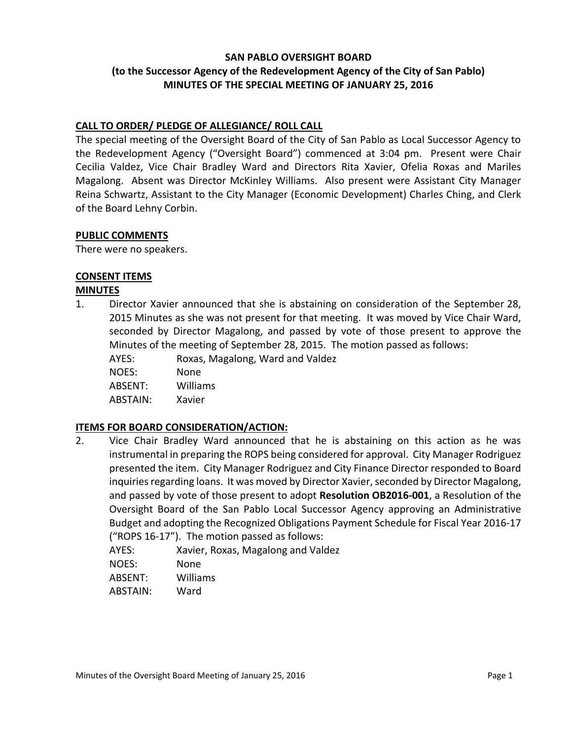# SAN PABLO OVERSIGHT BOARD
## (to the Successor Agency of the Redevelopment Agency of the City of San Pablo)
## MINUTES OF THE SPECIAL MEETING OF JANUARY 25, 2016

**CALL TO ORDER/ PLEDGE OF ALLEGIANCE/ ROLL CALL**

The special meeting of the Oversight Board of the City of San Pablo as Local Successor Agency to the Redevelopment Agency ("Oversight Board") commenced at 3:04 pm. Present were Chair Cecilia Valdez, Vice Chair Bradley Ward and Directors Rita Xavier, Ofelia Roxas and Mariles Magalong. Absent was Director McKinley Williams. Also present were Assistant City Manager Reina Schwartz, Assistant to the City Manager (Economic Development) Charles Ching, and Clerk of the Board Lehny Corbin.

**PUBLIC COMMENTS**

There were no speakers.

**CONSENT ITEMS**

**MINUTES**

1. Director Xavier announced that she is abstaining on consideration of the September 28, 2015 Minutes as she was not present for that meeting. It was moved by Vice Chair Ward, seconded by Director Magalong, and passed by vote of those present to approve the Minutes of the meeting of September 28, 2015. The motion passed as follows:

   AYES: Roxas, Magalong, Ward and Valdez
   NOES: None
   ABSENT: Williams
   ABSTAIN: Xavier

**ITEMS FOR BOARD CONSIDERATION/ACTION:**

2. Vice Chair Bradley Ward announced that he is abstaining on this action as he was instrumental in preparing the ROPS being considered for approval. City Manager Rodriguez presented the item. City Manager Rodriguez and City Finance Director responded to Board inquiries regarding loans. It was moved by Director Xavier, seconded by Director Magalong, and passed by vote of those present to adopt **Resolution OB2016-001**, a Resolution of the Oversight Board of the San Pablo Local Successor Agency approving an Administrative Budget and adopting the Recognized Obligations Payment Schedule for Fiscal Year 2016-17 ("ROPS 16-17"). The motion passed as follows:

   AYES: Xavier, Roxas, Magalong and Valdez
   NOES: None
   ABSENT: Williams
   ABSTAIN: Ward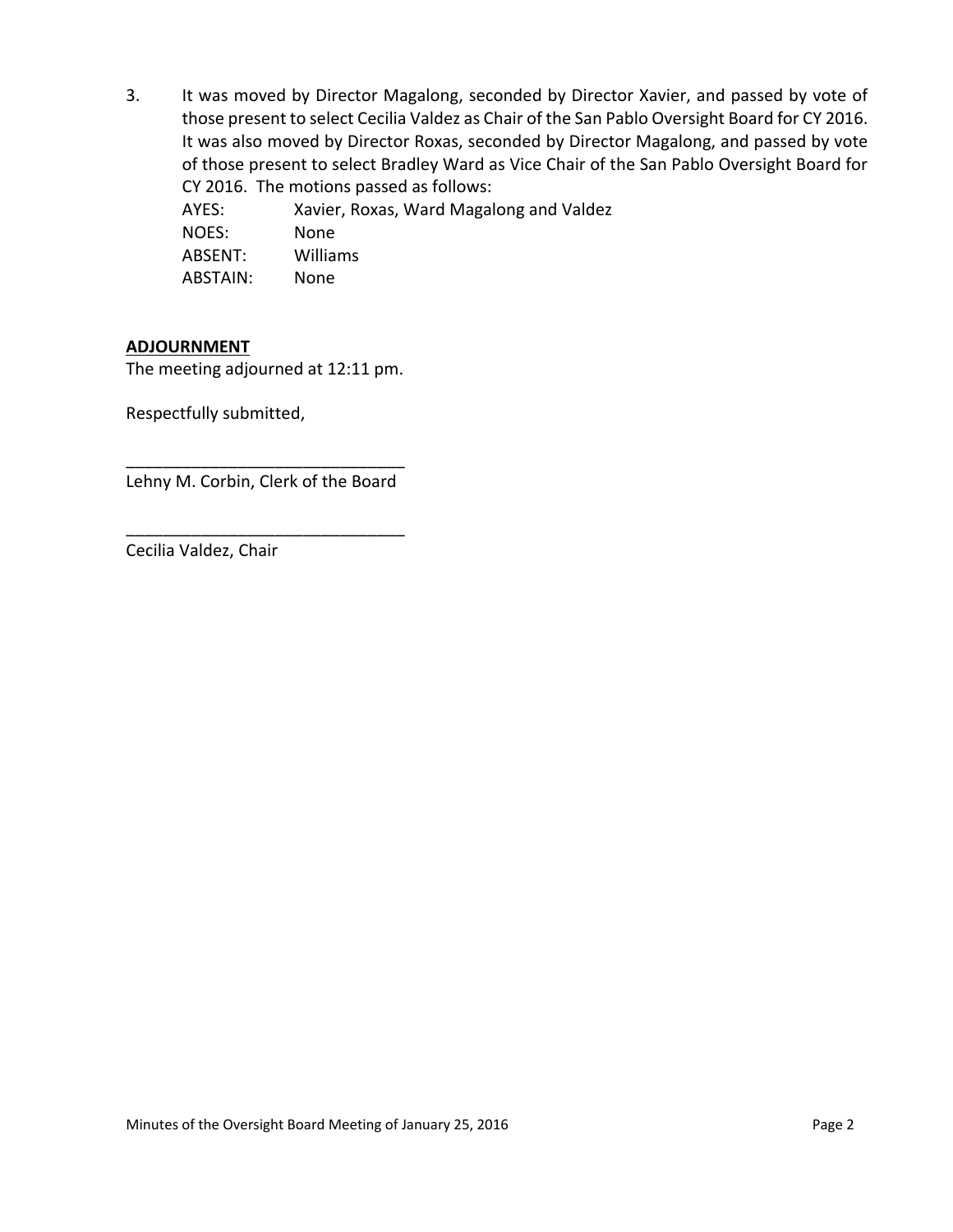3. It was moved by Director Magalong, seconded by Director Xavier, and passed by vote of those present to select Cecilia Valdez as Chair of the San Pablo Oversight Board for CY 2016. It was also moved by Director Roxas, seconded by Director Magalong, and passed by vote of those present to select Bradley Ward as Vice Chair of the San Pablo Oversight Board for CY 2016. The motions passed as follows:

| | |
|---|---|
| AYES: | Xavier, Roxas, Ward Magalong and Valdez |
| NOES: | None |
| ABSENT: | Williams |
| ABSTAIN: | None |

**ADJOURNMENT**

The meeting adjourned at 12:11 pm.

Respectfully submitted,

______________________________
Lehny M. Corbin, Clerk of the Board

______________________________
Cecilia Valdez, Chair